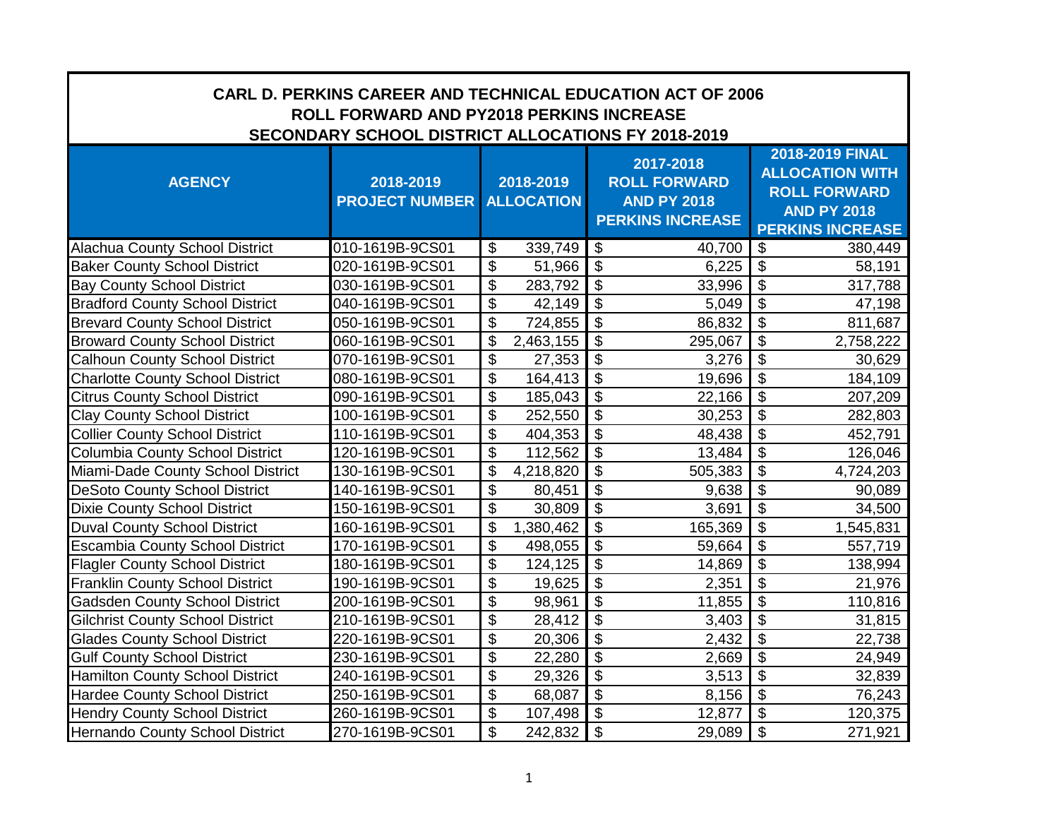# CARL D. PERKINS CAREER AND TECHNICAL EDUCATION ACT OF 2006
## ROLL FORWARD AND PY2018 PERKINS INCREASE
## SECONDARY SCHOOL DISTRICT ALLOCATIONS FY 2018-2019

| AGENCY | 2018-2019 PROJECT NUMBER | 2018-2019 ALLOCATION | 2017-2018 ROLL FORWARD AND PY 2018 PERKINS INCREASE | 2018-2019 FINAL ALLOCATION WITH ROLL FORWARD AND PY 2018 PERKINS INCREASE |
|---|---|---|---|---|
| Alachua County School District | 010-1619B-9CS01 | $ 339,749 | $ 40,700 | $ 380,449 |
| Baker County School District | 020-1619B-9CS01 | $ 51,966 | $ 6,225 | $ 58,191 |
| Bay County School District | 030-1619B-9CS01 | $ 283,792 | $ 33,996 | $ 317,788 |
| Bradford County School District | 040-1619B-9CS01 | $ 42,149 | $ 5,049 | $ 47,198 |
| Brevard County School District | 050-1619B-9CS01 | $ 724,855 | $ 86,832 | $ 811,687 |
| Broward County School District | 060-1619B-9CS01 | $ 2,463,155 | $ 295,067 | $ 2,758,222 |
| Calhoun County School District | 070-1619B-9CS01 | $ 27,353 | $ 3,276 | $ 30,629 |
| Charlotte County School District | 080-1619B-9CS01 | $ 164,413 | $ 19,696 | $ 184,109 |
| Citrus County School District | 090-1619B-9CS01 | $ 185,043 | $ 22,166 | $ 207,209 |
| Clay County School District | 100-1619B-9CS01 | $ 252,550 | $ 30,253 | $ 282,803 |
| Collier County School District | 110-1619B-9CS01 | $ 404,353 | $ 48,438 | $ 452,791 |
| Columbia County School District | 120-1619B-9CS01 | $ 112,562 | $ 13,484 | $ 126,046 |
| Miami-Dade County School District | 130-1619B-9CS01 | $ 4,218,820 | $ 505,383 | $ 4,724,203 |
| DeSoto County School District | 140-1619B-9CS01 | $ 80,451 | $ 9,638 | $ 90,089 |
| Dixie County School District | 150-1619B-9CS01 | $ 30,809 | $ 3,691 | $ 34,500 |
| Duval County School District | 160-1619B-9CS01 | $ 1,380,462 | $ 165,369 | $ 1,545,831 |
| Escambia County School District | 170-1619B-9CS01 | $ 498,055 | $ 59,664 | $ 557,719 |
| Flagler County School District | 180-1619B-9CS01 | $ 124,125 | $ 14,869 | $ 138,994 |
| Franklin County School District | 190-1619B-9CS01 | $ 19,625 | $ 2,351 | $ 21,976 |
| Gadsden County School District | 200-1619B-9CS01 | $ 98,961 | $ 11,855 | $ 110,816 |
| Gilchrist County School District | 210-1619B-9CS01 | $ 28,412 | $ 3,403 | $ 31,815 |
| Glades County School District | 220-1619B-9CS01 | $ 20,306 | $ 2,432 | $ 22,738 |
| Gulf County School District | 230-1619B-9CS01 | $ 22,280 | $ 2,669 | $ 24,949 |
| Hamilton County School District | 240-1619B-9CS01 | $ 29,326 | $ 3,513 | $ 32,839 |
| Hardee County School District | 250-1619B-9CS01 | $ 68,087 | $ 8,156 | $ 76,243 |
| Hendry County School District | 260-1619B-9CS01 | $ 107,498 | $ 12,877 | $ 120,375 |
| Hernando County School District | 270-1619B-9CS01 | $ 242,832 | $ 29,089 | $ 271,921 |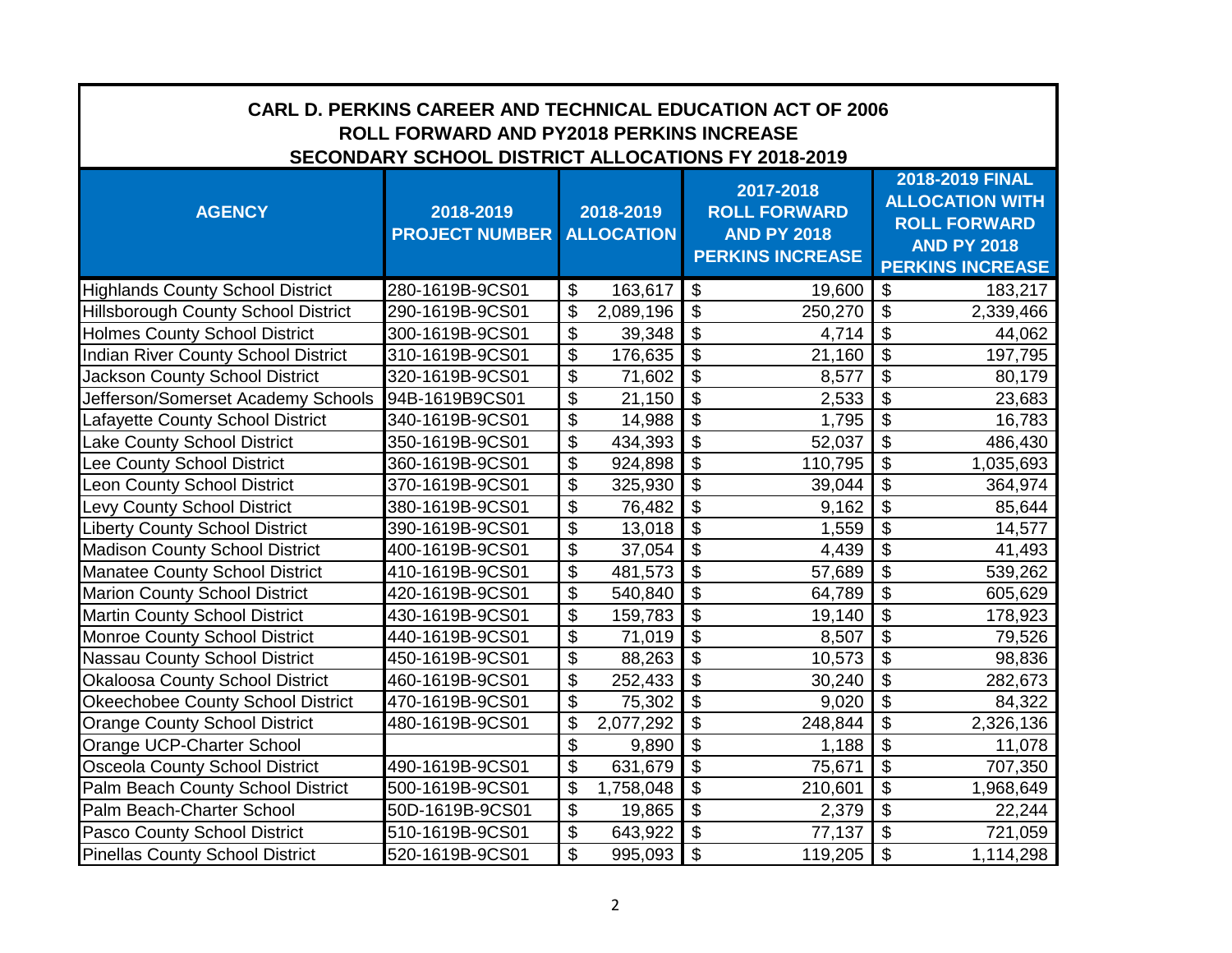## CARL D. PERKINS CAREER AND TECHNICAL EDUCATION ACT OF 2006
## ROLL FORWARD AND PY2018 PERKINS INCREASE
## SECONDARY SCHOOL DISTRICT ALLOCATIONS FY 2018-2019

| AGENCY | 2018-2019 PROJECT NUMBER | 2018-2019 ALLOCATION | 2017-2018 ROLL FORWARD AND PY 2018 PERKINS INCREASE | 2018-2019 FINAL ALLOCATION WITH ROLL FORWARD AND PY 2018 PERKINS INCREASE |
|---|---|---|---|---|
| Highlands County School District | 280-1619B-9CS01 | $ 163,617 | $ 19,600 | $ 183,217 |
| Hillsborough County School District | 290-1619B-9CS01 | $ 2,089,196 | $ 250,270 | $ 2,339,466 |
| Holmes County School District | 300-1619B-9CS01 | $ 39,348 | $ 4,714 | $ 44,062 |
| Indian River County School District | 310-1619B-9CS01 | $ 176,635 | $ 21,160 | $ 197,795 |
| Jackson County School District | 320-1619B-9CS01 | $ 71,602 | $ 8,577 | $ 80,179 |
| Jefferson/Somerset Academy Schools | 94B-1619B9CS01 | $ 21,150 | $ 2,533 | $ 23,683 |
| Lafayette County School District | 340-1619B-9CS01 | $ 14,988 | $ 1,795 | $ 16,783 |
| Lake County School District | 350-1619B-9CS01 | $ 434,393 | $ 52,037 | $ 486,430 |
| Lee County School District | 360-1619B-9CS01 | $ 924,898 | $ 110,795 | $ 1,035,693 |
| Leon County School District | 370-1619B-9CS01 | $ 325,930 | $ 39,044 | $ 364,974 |
| Levy County School District | 380-1619B-9CS01 | $ 76,482 | $ 9,162 | $ 85,644 |
| Liberty County School District | 390-1619B-9CS01 | $ 13,018 | $ 1,559 | $ 14,577 |
| Madison County School District | 400-1619B-9CS01 | $ 37,054 | $ 4,439 | $ 41,493 |
| Manatee County School District | 410-1619B-9CS01 | $ 481,573 | $ 57,689 | $ 539,262 |
| Marion County School District | 420-1619B-9CS01 | $ 540,840 | $ 64,789 | $ 605,629 |
| Martin County School District | 430-1619B-9CS01 | $ 159,783 | $ 19,140 | $ 178,923 |
| Monroe County School District | 440-1619B-9CS01 | $ 71,019 | $ 8,507 | $ 79,526 |
| Nassau County School District | 450-1619B-9CS01 | $ 88,263 | $ 10,573 | $ 98,836 |
| Okaloosa County School District | 460-1619B-9CS01 | $ 252,433 | $ 30,240 | $ 282,673 |
| Okeechobee County School District | 470-1619B-9CS01 | $ 75,302 | $ 9,020 | $ 84,322 |
| Orange County School District | 480-1619B-9CS01 | $ 2,077,292 | $ 248,844 | $ 2,326,136 |
| Orange UCP-Charter School | | $ 9,890 | $ 1,188 | $ 11,078 |
| Osceola County School District | 490-1619B-9CS01 | $ 631,679 | $ 75,671 | $ 707,350 |
| Palm Beach County School District | 500-1619B-9CS01 | $ 1,758,048 | $ 210,601 | $ 1,968,649 |
| Palm Beach-Charter School | 50D-1619B-9CS01 | $ 19,865 | $ 2,379 | $ 22,244 |
| Pasco County School District | 510-1619B-9CS01 | $ 643,922 | $ 77,137 | $ 721,059 |
| Pinellas County School District | 520-1619B-9CS01 | $ 995,093 | $ 119,205 | $ 1,114,298 |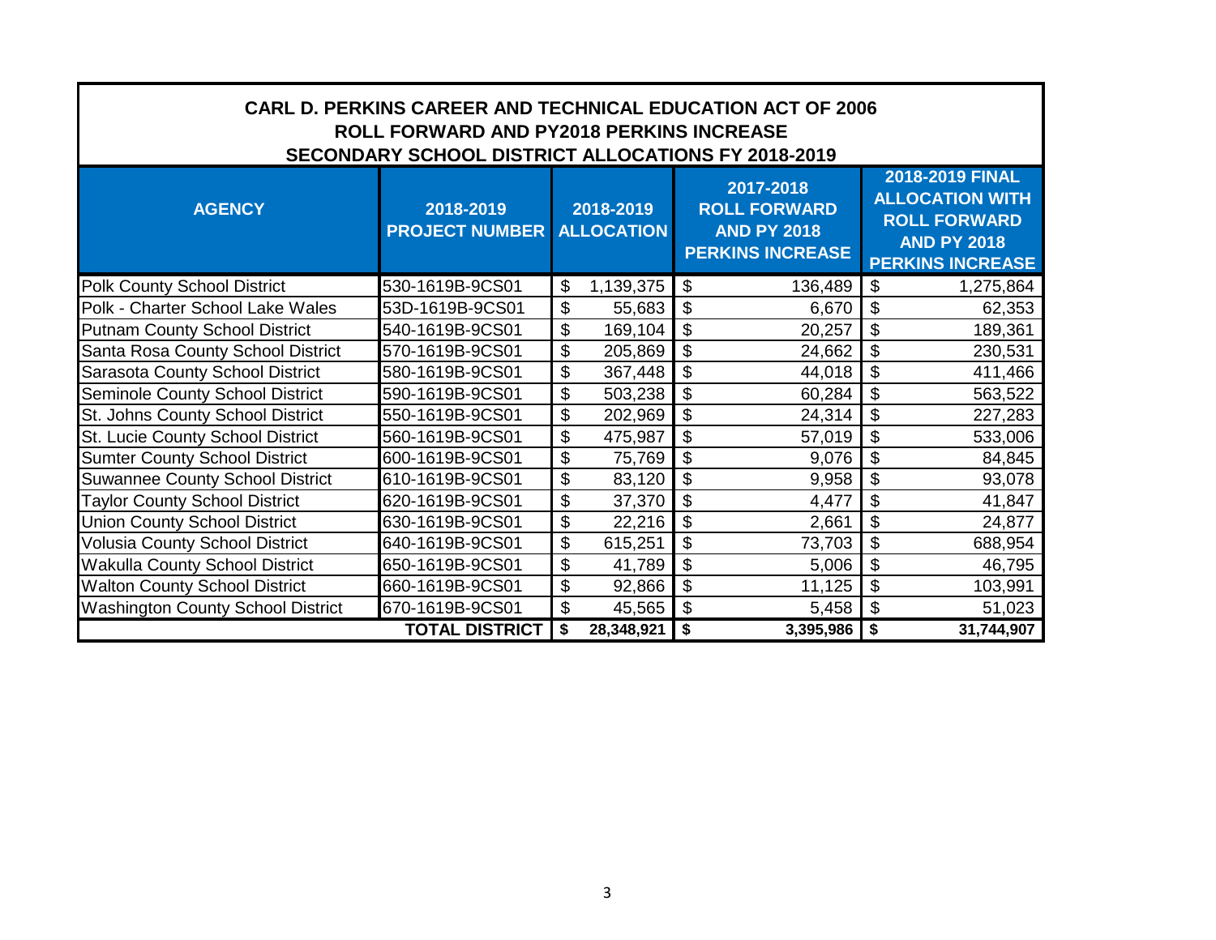**CARL D. PERKINS CAREER AND TECHNICAL EDUCATION ACT OF 2006**
**ROLL FORWARD AND PY2018 PERKINS INCREASE**
**SECONDARY SCHOOL DISTRICT ALLOCATIONS FY 2018-2019**

| AGENCY | 2018-2019 PROJECT NUMBER | 2018-2019 ALLOCATION | 2017-2018 ROLL FORWARD AND PY 2018 PERKINS INCREASE | 2018-2019 FINAL ALLOCATION WITH ROLL FORWARD AND PY 2018 PERKINS INCREASE |
|---|---|---|---|---|
| Polk County School District | 530-1619B-9CS01 | $ 1,139,375 | $ 136,489 | $ 1,275,864 |
| Polk - Charter School Lake Wales | 53D-1619B-9CS01 | $ 55,683 | $ 6,670 | $ 62,353 |
| Putnam County School District | 540-1619B-9CS01 | $ 169,104 | $ 20,257 | $ 189,361 |
| Santa Rosa County School District | 570-1619B-9CS01 | $ 205,869 | $ 24,662 | $ 230,531 |
| Sarasota County School District | 580-1619B-9CS01 | $ 367,448 | $ 44,018 | $ 411,466 |
| Seminole County School District | 590-1619B-9CS01 | $ 503,238 | $ 60,284 | $ 563,522 |
| St. Johns County School District | 550-1619B-9CS01 | $ 202,969 | $ 24,314 | $ 227,283 |
| St. Lucie County School District | 560-1619B-9CS01 | $ 475,987 | $ 57,019 | $ 533,006 |
| Sumter County School District | 600-1619B-9CS01 | $ 75,769 | $ 9,076 | $ 84,845 |
| Suwannee County School District | 610-1619B-9CS01 | $ 83,120 | $ 9,958 | $ 93,078 |
| Taylor County School District | 620-1619B-9CS01 | $ 37,370 | $ 4,477 | $ 41,847 |
| Union County School District | 630-1619B-9CS01 | $ 22,216 | $ 2,661 | $ 24,877 |
| Volusia County School District | 640-1619B-9CS01 | $ 615,251 | $ 73,703 | $ 688,954 |
| Wakulla County School District | 650-1619B-9CS01 | $ 41,789 | $ 5,006 | $ 46,795 |
| Walton County School District | 660-1619B-9CS01 | $ 92,866 | $ 11,125 | $ 103,991 |
| Washington County School District | 670-1619B-9CS01 | $ 45,565 | $ 5,458 | $ 51,023 |
| | **TOTAL DISTRICT** | **$ 28,348,921** | **$ 3,395,986** | **$ 31,744,907** |